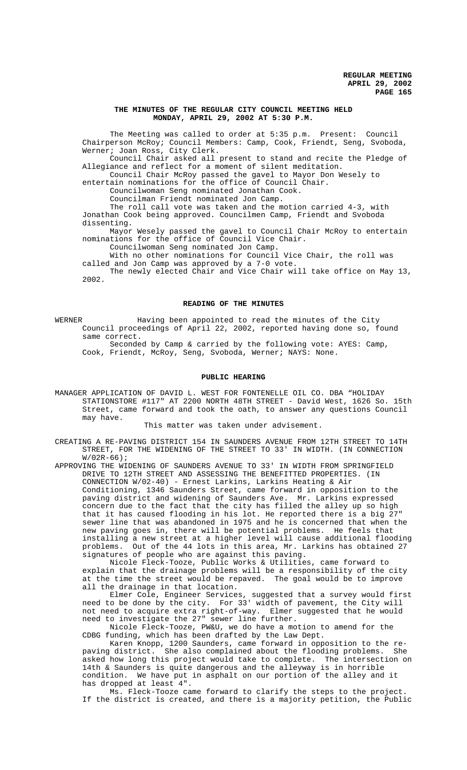**THE MINUTES OF THE REGULAR CITY COUNCIL MEETING HELD MONDAY, APRIL 29, 2002 AT 5:30 P.M.**

The Meeting was called to order at 5:35 p.m. Present: Council Chairperson McRoy; Council Members: Camp, Cook, Friendt, Seng, Svoboda, Werner; Joan Ross, City Clerk.

Council Chair asked all present to stand and recite the Pledge of Allegiance and reflect for a moment of silent meditation.

Council Chair McRoy passed the gavel to Mayor Don Wesely to entertain nominations for the office of Council Chair.

Councilwoman Seng nominated Jonathan Cook.

Councilman Friendt nominated Jon Camp.

The roll call vote was taken and the motion carried 4-3, with Jonathan Cook being approved. Councilmen Camp, Friendt and Svoboda dissenting.

Mayor Wesely passed the gavel to Council Chair McRoy to entertain nominations for the office of Council Vice Chair.

Councilwoman Seng nominated Jon Camp.

With no other nominations for Council Vice Chair, the roll was called and Jon Camp was approved by a 7-0 vote.

The newly elected Chair and Vice Chair will take office on May 13, 2002.

**READING OF THE MINUTES**

WERNER Having been appointed to read the minutes of the City Council proceedings of April 22, 2002, reported having done so, found same correct.

Seconded by Camp & carried by the following vote: AYES: Camp, Cook, Friendt, McRoy, Seng, Svoboda, Werner; NAYS: None.

**PUBLIC HEARING**

MANAGER APPLICATION OF DAVID L. WEST FOR FONTENELLE OIL CO. DBA "HOLIDAY STATIONSTORE #117" AT 2200 NORTH 48TH STREET - David West, 1626 So. 15th Street, came forward and took the oath, to answer any questions Council may have.

This matter was taken under advisement.

CREATING A RE-PAVING DISTRICT 154 IN SAUNDERS AVENUE FROM 12TH STREET TO 14TH STREET, FOR THE WIDENING OF THE STREET TO 33' IN WIDTH. (IN CONNECTION W/02R-66);

APPROVING THE WIDENING OF SAUNDERS AVENUE TO 33' IN WIDTH FROM SPRINGFIELD DRIVE TO 12TH STREET AND ASSESSING THE BENEFITTED PROPERTIES. (IN CONNECTION W/02-40) - Ernest Larkins, Larkins Heating & Air Conditioning, 1346 Saunders Street, came forward in opposition to the paving district and widening of Saunders Ave. Mr. Larkins expressed concern due to the fact that the city has filled the alley up so high that it has caused flooding in his lot. He reported there is a big 27" sewer line that was abandoned in 1975 and he is concerned that when the new paving goes in, there will be potential problems. He feels that installing a new street at a higher level will cause additional flooding problems. Out of the 44 lots in this area, Mr. Larkins has obtained 27 signatures of people who are against this paving.

Nicole Fleck-Tooze, Public Works & Utilities, came forward to explain that the drainage problems will be a responsibility of the city at the time the street would be repaved. The goal would be to improve all the drainage in that location.

Elmer Cole, Engineer Services, suggested that a survey would first need to be done by the city. For 33' width of pavement, the City will not need to acquire extra right-of-way. Elmer suggested that he would need to investigate the 27" sewer line further.

Nicole Fleck-Tooze, PW&U, we do have a motion to amend for the CDBG funding, which has been drafted by the Law Dept.

Karen Knopp, 1200 Saunders, came forward in opposition to the re-paving district. She also complained about the flooding problems. She asked how long this project would take to complete. The intersection on 14th & Saunders is quite dangerous and the alleyway is in horrible condition. We have put in asphalt on our portion of the alley and it has dropped at least 4".

Ms. Fleck-Tooze came forward to clarify the steps to the project. If the district is created, and there is a majority petition, the Public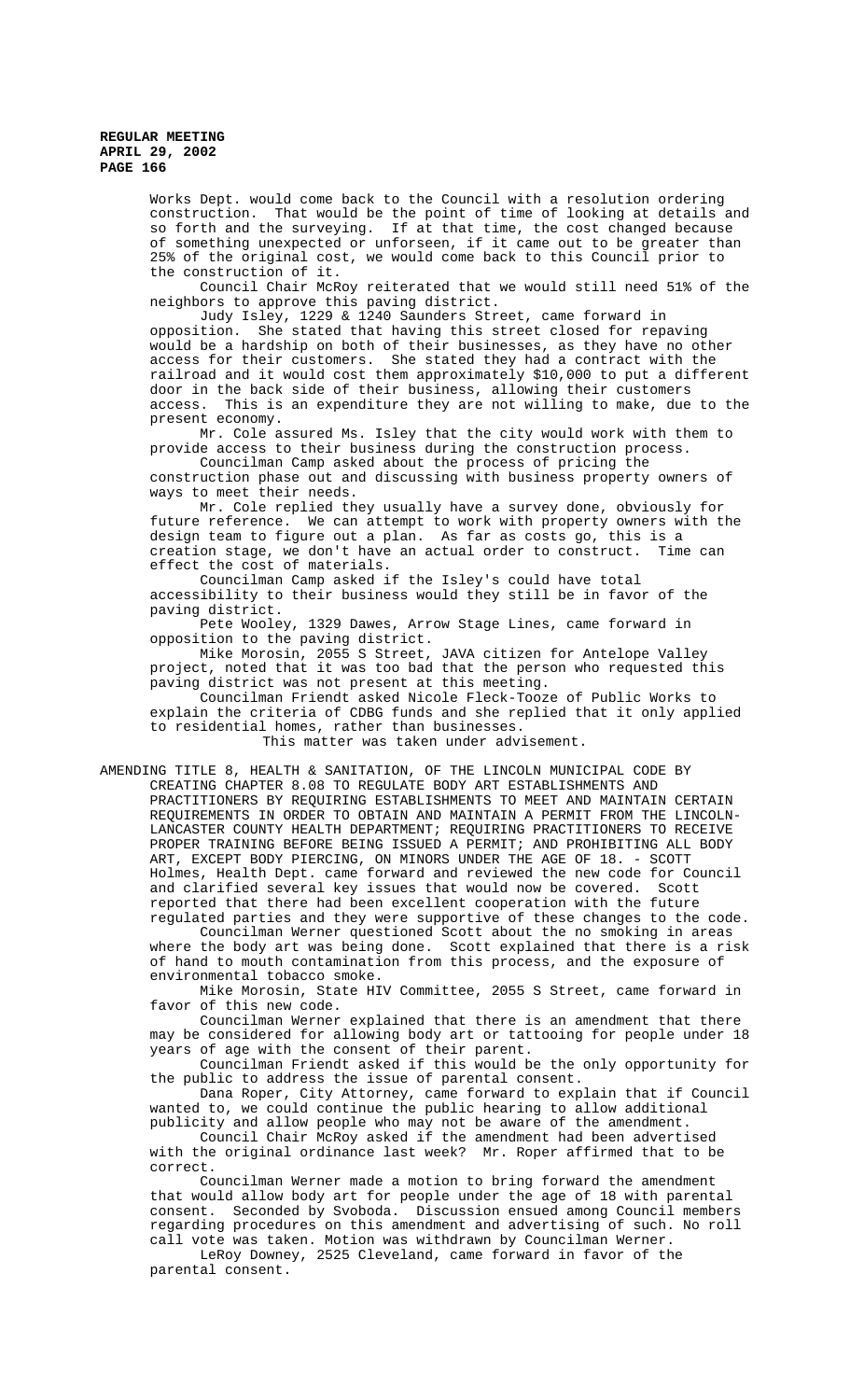Works Dept. would come back to the Council with a resolution ordering construction. That would be the point of time of looking at details and so forth and the surveying. If at that time, the cost changed because of something unexpected or unforseen, if it came out to be greater than 25% of the original cost, we would come back to this Council prior to the construction of it.

Council Chair McRoy reiterated that we would still need 51% of the neighbors to approve this paving district.

Judy Isley, 1229 & 1240 Saunders Street, came forward in opposition. She stated that having this street closed for repaving would be a hardship on both of their businesses, as they have no other access for their customers. She stated they had a contract with the railroad and it would cost them approximately $10,000 to put a different door in the back side of their business, allowing their customers access. This is an expenditure they are not willing to make, due to the present economy.

Mr. Cole assured Ms. Isley that the city would work with them to provide access to their business during the construction process.

Councilman Camp asked about the process of pricing the construction phase out and discussing with business property owners of ways to meet their needs.

Mr. Cole replied they usually have a survey done, obviously for future reference. We can attempt to work with property owners with the design team to figure out a plan. As far as costs go, this is a creation stage, we don't have an actual order to construct. Time can effect the cost of materials.

Councilman Camp asked if the Isley's could have total accessibility to their business would they still be in favor of the paving district.

Pete Wooley, 1329 Dawes, Arrow Stage Lines, came forward in opposition to the paving district.

Mike Morosin, 2055 S Street, JAVA citizen for Antelope Valley project, noted that it was too bad that the person who requested this paving district was not present at this meeting.

Councilman Friendt asked Nicole Fleck-Tooze of Public Works to explain the criteria of CDBG funds and she replied that it only applied to residential homes, rather than businesses.

This matter was taken under advisement.

AMENDING TITLE 8, HEALTH & SANITATION, OF THE LINCOLN MUNICIPAL CODE BY CREATING CHAPTER 8.08 TO REGULATE BODY ART ESTABLISHMENTS AND PRACTITIONERS BY REQUIRING ESTABLISHMENTS TO MEET AND MAINTAIN CERTAIN REQUIREMENTS IN ORDER TO OBTAIN AND MAINTAIN A PERMIT FROM THE LINCOLN-LANCASTER COUNTY HEALTH DEPARTMENT; REQUIRING PRACTITIONERS TO RECEIVE PROPER TRAINING BEFORE BEING ISSUED A PERMIT; AND PROHIBITING ALL BODY ART, EXCEPT BODY PIERCING, ON MINORS UNDER THE AGE OF 18. - SCOTT Holmes, Health Dept. came forward and reviewed the new code for Council and clarified several key issues that would now be covered. Scott reported that there had been excellent cooperation with the future regulated parties and they were supportive of these changes to the code.

Councilman Werner questioned Scott about the no smoking in areas where the body art was being done. Scott explained that there is a risk of hand to mouth contamination from this process, and the exposure of environmental tobacco smoke.

Mike Morosin, State HIV Committee, 2055 S Street, came forward in favor of this new code.

Councilman Werner explained that there is an amendment that there may be considered for allowing body art or tattooing for people under 18 years of age with the consent of their parent.

Councilman Friendt asked if this would be the only opportunity for the public to address the issue of parental consent.

Dana Roper, City Attorney, came forward to explain that if Council wanted to, we could continue the public hearing to allow additional publicity and allow people who may not be aware of the amendment.

Council Chair McRoy asked if the amendment had been advertised with the original ordinance last week? Mr. Roper affirmed that to be correct.

Councilman Werner made a motion to bring forward the amendment that would allow body art for people under the age of 18 with parental consent. Seconded by Svoboda. Discussion ensued among Council members regarding procedures on this amendment and advertising of such. No roll call vote was taken. Motion was withdrawn by Councilman Werner.

LeRoy Downey, 2525 Cleveland, came forward in favor of the parental consent.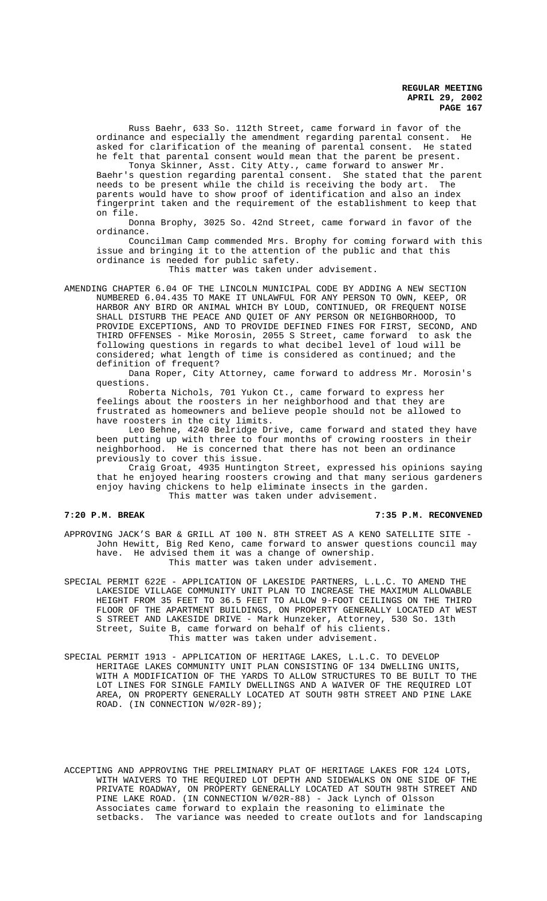Russ Baehr, 633 So. 112th Street, came forward in favor of the ordinance and especially the amendment regarding parental consent. He asked for clarification of the meaning of parental consent. He stated he felt that parental consent would mean that the parent be present.

Tonya Skinner, Asst. City Atty., came forward to answer Mr. Baehr's question regarding parental consent. She stated that the parent needs to be present while the child is receiving the body art. The parents would have to show proof of identification and also an index fingerprint taken and the requirement of the establishment to keep that on file.

Donna Brophy, 3025 So. 42nd Street, came forward in favor of the ordinance.

Councilman Camp commended Mrs. Brophy for coming forward with this issue and bringing it to the attention of the public and that this ordinance is needed for public safety.

This matter was taken under advisement.

AMENDING CHAPTER 6.04 OF THE LINCOLN MUNICIPAL CODE BY ADDING A NEW SECTION NUMBERED 6.04.435 TO MAKE IT UNLAWFUL FOR ANY PERSON TO OWN, KEEP, OR HARBOR ANY BIRD OR ANIMAL WHICH BY LOUD, CONTINUED, OR FREQUENT NOISE SHALL DISTURB THE PEACE AND QUIET OF ANY PERSON OR NEIGHBORHOOD, TO PROVIDE EXCEPTIONS, AND TO PROVIDE DEFINED FINES FOR FIRST, SECOND, AND THIRD OFFENSES - Mike Morosin, 2055 S Street, came forward to ask the following questions in regards to what decibel level of loud will be considered; what length of time is considered as continued; and the definition of frequent?

Dana Roper, City Attorney, came forward to address Mr. Morosin's questions.

Roberta Nichols, 701 Yukon Ct., came forward to express her feelings about the roosters in her neighborhood and that they are frustrated as homeowners and believe people should not be allowed to have roosters in the city limits.

Leo Behne, 4240 Belridge Drive, came forward and stated they have been putting up with three to four months of crowing roosters in their neighborhood. He is concerned that there has not been an ordinance previously to cover this issue.

Craig Groat, 4935 Huntington Street, expressed his opinions saying that he enjoyed hearing roosters crowing and that many serious gardeners enjoy having chickens to help eliminate insects in the garden.

This matter was taken under advisement.

**7:20 P.M. BREAK** **7:35 P.M. RECONVENED**

APPROVING JACK'S BAR & GRILL AT 100 N. 8TH STREET AS A KENO SATELLITE SITE - John Hewitt, Big Red Keno, came forward to answer questions council may have. He advised them it was a change of ownership.

This matter was taken under advisement.

SPECIAL PERMIT 622E - APPLICATION OF LAKESIDE PARTNERS, L.L.C. TO AMEND THE LAKESIDE VILLAGE COMMUNITY UNIT PLAN TO INCREASE THE MAXIMUM ALLOWABLE HEIGHT FROM 35 FEET TO 36.5 FEET TO ALLOW 9-FOOT CEILINGS ON THE THIRD FLOOR OF THE APARTMENT BUILDINGS, ON PROPERTY GENERALLY LOCATED AT WEST S STREET AND LAKESIDE DRIVE - Mark Hunzeker, Attorney, 530 So. 13th Street, Suite B, came forward on behalf of his clients.

This matter was taken under advisement.

SPECIAL PERMIT 1913 - APPLICATION OF HERITAGE LAKES, L.L.C. TO DEVELOP HERITAGE LAKES COMMUNITY UNIT PLAN CONSISTING OF 134 DWELLING UNITS, WITH A MODIFICATION OF THE YARDS TO ALLOW STRUCTURES TO BE BUILT TO THE LOT LINES FOR SINGLE FAMILY DWELLINGS AND A WAIVER OF THE REQUIRED LOT AREA, ON PROPERTY GENERALLY LOCATED AT SOUTH 98TH STREET AND PINE LAKE ROAD. (IN CONNECTION W/02R-89);

ACCEPTING AND APPROVING THE PRELIMINARY PLAT OF HERITAGE LAKES FOR 124 LOTS, WITH WAIVERS TO THE REQUIRED LOT DEPTH AND SIDEWALKS ON ONE SIDE OF THE PRIVATE ROADWAY, ON PROPERTY GENERALLY LOCATED AT SOUTH 98TH STREET AND PINE LAKE ROAD. (IN CONNECTION W/02R-88) - Jack Lynch of Olsson Associates came forward to explain the reasoning to eliminate the setbacks. The variance was needed to create outlots and for landscaping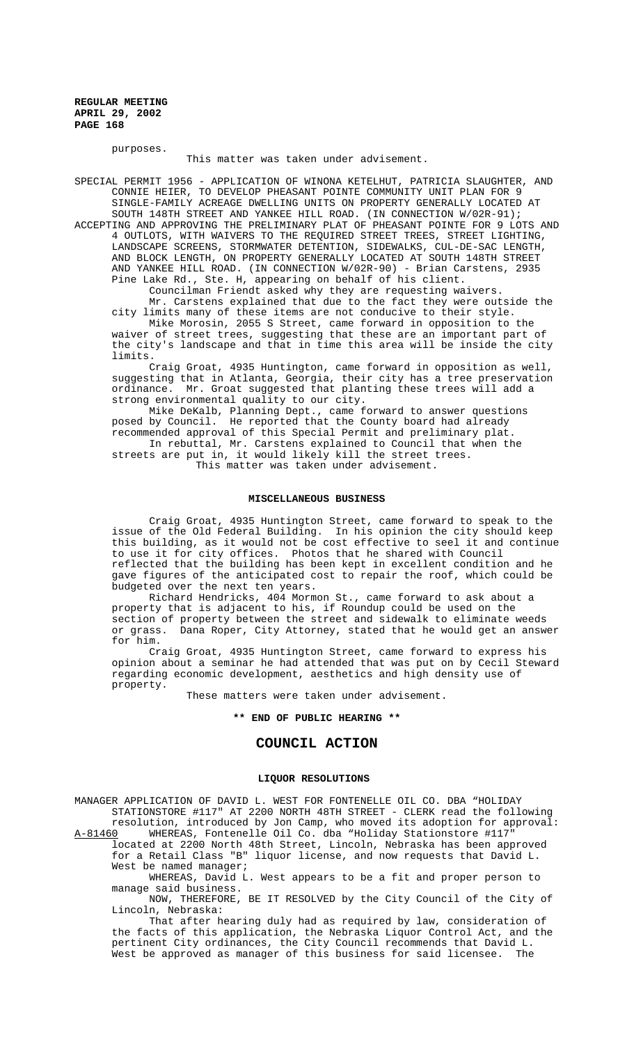purposes.

This matter was taken under advisement.

SPECIAL PERMIT 1956 - APPLICATION OF WINONA KETELHUT, PATRICIA SLAUGHTER, AND CONNIE HEIER, TO DEVELOP PHEASANT POINTE COMMUNITY UNIT PLAN FOR 9 SINGLE-FAMILY ACREAGE DWELLING UNITS ON PROPERTY GENERALLY LOCATED AT SOUTH 148TH STREET AND YANKEE HILL ROAD. (IN CONNECTION W/02R-91);

ACCEPTING AND APPROVING THE PRELIMINARY PLAT OF PHEASANT POINTE FOR 9 LOTS AND 4 OUTLOTS, WITH WAIVERS TO THE REQUIRED STREET TREES, STREET LIGHTING, LANDSCAPE SCREENS, STORMWATER DETENTION, SIDEWALKS, CUL-DE-SAC LENGTH, AND BLOCK LENGTH, ON PROPERTY GENERALLY LOCATED AT SOUTH 148TH STREET AND YANKEE HILL ROAD. (IN CONNECTION W/02R-90) - Brian Carstens, 2935 Pine Lake Rd., Ste. H, appearing on behalf of his client.

Councilman Friendt asked why they are requesting waivers.

Mr. Carstens explained that due to the fact they were outside the city limits many of these items are not conducive to their style.

Mike Morosin, 2055 S Street, came forward in opposition to the waiver of street trees, suggesting that these are an important part of the city's landscape and that in time this area will be inside the city limits.

Craig Groat, 4935 Huntington, came forward in opposition as well, suggesting that in Atlanta, Georgia, their city has a tree preservation ordinance. Mr. Groat suggested that planting these trees will add a strong environmental quality to our city.

Mike DeKalb, Planning Dept., came forward to answer questions posed by Council. He reported that the County board had already recommended approval of this Special Permit and preliminary plat.

In rebuttal, Mr. Carstens explained to Council that when the streets are put in, it would likely kill the street trees.

This matter was taken under advisement.

## MISCELLANEOUS BUSINESS

Craig Groat, 4935 Huntington Street, came forward to speak to the issue of the Old Federal Building. In his opinion the city should keep this building, as it would not be cost effective to seel it and continue to use it for city offices. Photos that he shared with Council reflected that the building has been kept in excellent condition and he gave figures of the anticipated cost to repair the roof, which could be budgeted over the next ten years.

Richard Hendricks, 404 Mormon St., came forward to ask about a property that is adjacent to his, if Roundup could be used on the section of property between the street and sidewalk to eliminate weeds or grass. Dana Roper, City Attorney, stated that he would get an answer for him.

Craig Groat, 4935 Huntington Street, came forward to express his opinion about a seminar he had attended that was put on by Cecil Steward regarding economic development, aesthetics and high density use of property.

These matters were taken under advisement.

**\*\* END OF PUBLIC HEARING \*\***

# COUNCIL ACTION

## LIQUOR RESOLUTIONS

MANAGER APPLICATION OF DAVID L. WEST FOR FONTENELLE OIL CO. DBA "HOLIDAY STATIONSTORE #117" AT 2200 NORTH 48TH STREET - CLERK read the following resolution, introduced by Jon Camp, who moved its adoption for approval:

A-81460 WHEREAS, Fontenelle Oil Co. dba "Holiday Stationstore #117" located at 2200 North 48th Street, Lincoln, Nebraska has been approved for a Retail Class "B" liquor license, and now requests that David L. West be named manager;

WHEREAS, David L. West appears to be a fit and proper person to manage said business.

NOW, THEREFORE, BE IT RESOLVED by the City Council of the City of Lincoln, Nebraska:

That after hearing duly had as required by law, consideration of the facts of this application, the Nebraska Liquor Control Act, and the pertinent City ordinances, the City Council recommends that David L. West be approved as manager of this business for said licensee. The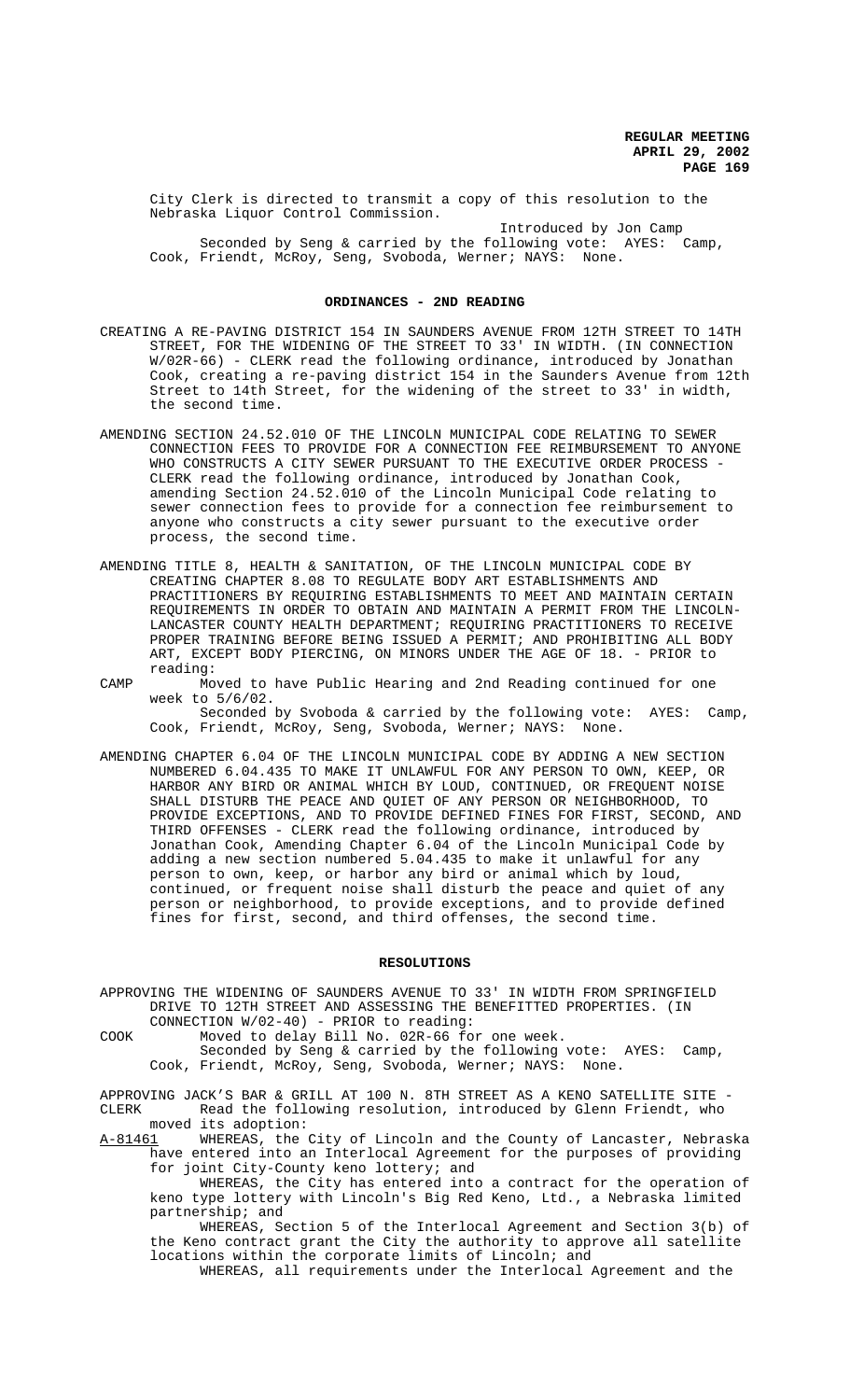City Clerk is directed to transmit a copy of this resolution to the Nebraska Liquor Control Commission.

Introduced by Jon Camp

Seconded by Seng & carried by the following vote: AYES: Camp, Cook, Friendt, McRoy, Seng, Svoboda, Werner; NAYS: None.

## ORDINANCES - 2ND READING

CREATING A RE-PAVING DISTRICT 154 IN SAUNDERS AVENUE FROM 12TH STREET TO 14TH STREET, FOR THE WIDENING OF THE STREET TO 33' IN WIDTH. (IN CONNECTION W/02R-66) - CLERK read the following ordinance, introduced by Jonathan Cook, creating a re-paving district 154 in the Saunders Avenue from 12th Street to 14th Street, for the widening of the street to 33' in width, the second time.

AMENDING SECTION 24.52.010 OF THE LINCOLN MUNICIPAL CODE RELATING TO SEWER CONNECTION FEES TO PROVIDE FOR A CONNECTION FEE REIMBURSEMENT TO ANYONE WHO CONSTRUCTS A CITY SEWER PURSUANT TO THE EXECUTIVE ORDER PROCESS - CLERK read the following ordinance, introduced by Jonathan Cook, amending Section 24.52.010 of the Lincoln Municipal Code relating to sewer connection fees to provide for a connection fee reimbursement to anyone who constructs a city sewer pursuant to the executive order process, the second time.

AMENDING TITLE 8, HEALTH & SANITATION, OF THE LINCOLN MUNICIPAL CODE BY CREATING CHAPTER 8.08 TO REGULATE BODY ART ESTABLISHMENTS AND PRACTITIONERS BY REQUIRING ESTABLISHMENTS TO MEET AND MAINTAIN CERTAIN REQUIREMENTS IN ORDER TO OBTAIN AND MAINTAIN A PERMIT FROM THE LINCOLN-LANCASTER COUNTY HEALTH DEPARTMENT; REQUIRING PRACTITIONERS TO RECEIVE PROPER TRAINING BEFORE BEING ISSUED A PERMIT; AND PROHIBITING ALL BODY ART, EXCEPT BODY PIERCING, ON MINORS UNDER THE AGE OF 18. - PRIOR to reading:

CAMP Moved to have Public Hearing and 2nd Reading continued for one week to 5/6/02.

Seconded by Svoboda & carried by the following vote: AYES: Camp, Cook, Friendt, McRoy, Seng, Svoboda, Werner; NAYS: None.

AMENDING CHAPTER 6.04 OF THE LINCOLN MUNICIPAL CODE BY ADDING A NEW SECTION NUMBERED 6.04.435 TO MAKE IT UNLAWFUL FOR ANY PERSON TO OWN, KEEP, OR HARBOR ANY BIRD OR ANIMAL WHICH BY LOUD, CONTINUED, OR FREQUENT NOISE SHALL DISTURB THE PEACE AND QUIET OF ANY PERSON OR NEIGHBORHOOD, TO PROVIDE EXCEPTIONS, AND TO PROVIDE DEFINED FINES FOR FIRST, SECOND, AND THIRD OFFENSES - CLERK read the following ordinance, introduced by Jonathan Cook, Amending Chapter 6.04 of the Lincoln Municipal Code by adding a new section numbered 5.04.435 to make it unlawful for any person to own, keep, or harbor any bird or animal which by loud, continued, or frequent noise shall disturb the peace and quiet of any person or neighborhood, to provide exceptions, and to provide defined fines for first, second, and third offenses, the second time.

## RESOLUTIONS

APPROVING THE WIDENING OF SAUNDERS AVENUE TO 33' IN WIDTH FROM SPRINGFIELD DRIVE TO 12TH STREET AND ASSESSING THE BENEFITTED PROPERTIES. (IN CONNECTION W/02-40) - PRIOR to reading:

COOK Moved to delay Bill No. 02R-66 for one week.

Seconded by Seng & carried by the following vote: AYES: Camp, Cook, Friendt, McRoy, Seng, Svoboda, Werner; NAYS: None.

APPROVING JACK'S BAR & GRILL AT 100 N. 8TH STREET AS A KENO SATELLITE SITE - CLERK Read the following resolution, introduced by Glenn Friendt, who moved its adoption:

A-81461 WHEREAS, the City of Lincoln and the County of Lancaster, Nebraska have entered into an Interlocal Agreement for the purposes of providing for joint City-County keno lottery; and

WHEREAS, the City has entered into a contract for the operation of keno type lottery with Lincoln's Big Red Keno, Ltd., a Nebraska limited partnership; and

WHEREAS, Section 5 of the Interlocal Agreement and Section 3(b) of the Keno contract grant the City the authority to approve all satellite locations within the corporate limits of Lincoln; and

WHEREAS, all requirements under the Interlocal Agreement and the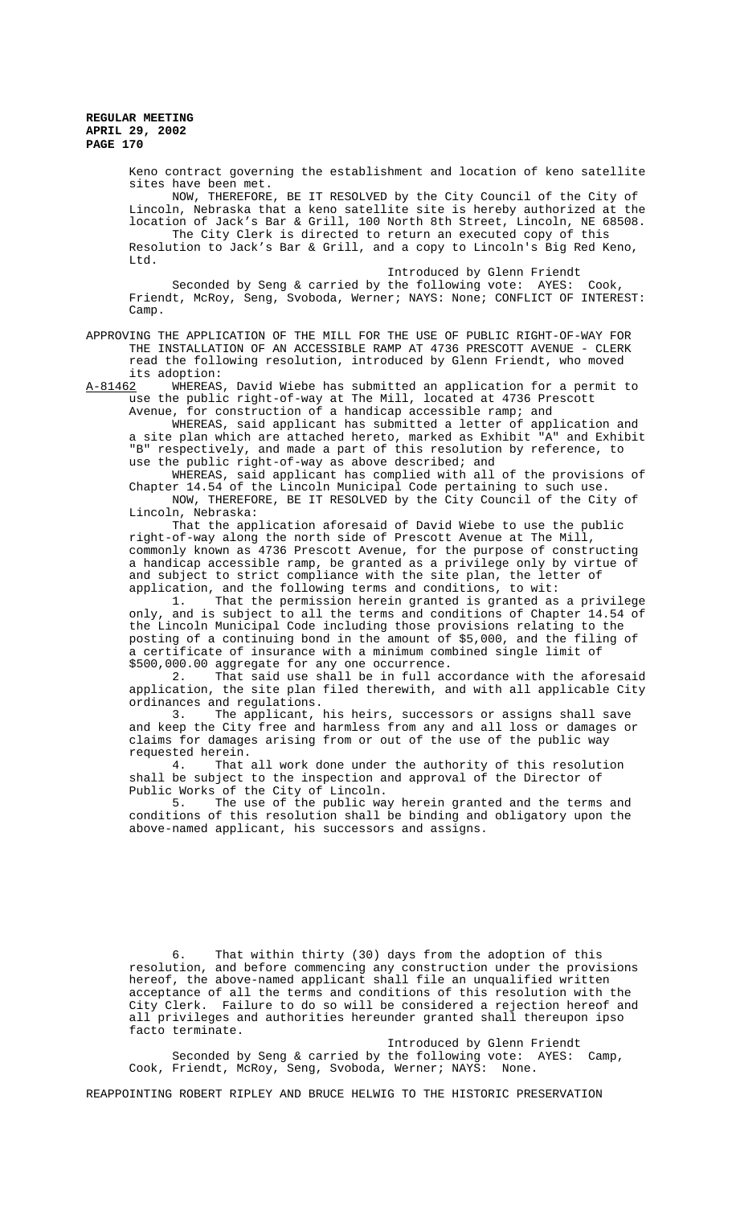Keno contract governing the establishment and location of keno satellite sites have been met.

NOW, THEREFORE, BE IT RESOLVED by the City Council of the City of Lincoln, Nebraska that a keno satellite site is hereby authorized at the location of Jack's Bar & Grill, 100 North 8th Street, Lincoln, NE 68508.

The City Clerk is directed to return an executed copy of this Resolution to Jack's Bar & Grill, and a copy to Lincoln's Big Red Keno, Ltd.

Introduced by Glenn Friendt

Seconded by Seng & carried by the following vote: AYES: Cook, Friendt, McRoy, Seng, Svoboda, Werner; NAYS: None; CONFLICT OF INTEREST: Camp.

APPROVING THE APPLICATION OF THE MILL FOR THE USE OF PUBLIC RIGHT-OF-WAY FOR THE INSTALLATION OF AN ACCESSIBLE RAMP AT 4736 PRESCOTT AVENUE - CLERK read the following resolution, introduced by Glenn Friendt, who moved its adoption:

A-81462 WHEREAS, David Wiebe has submitted an application for a permit to use the public right-of-way at The Mill, located at 4736 Prescott Avenue, for construction of a handicap accessible ramp; and

WHEREAS, said applicant has submitted a letter of application and a site plan which are attached hereto, marked as Exhibit "A" and Exhibit "B" respectively, and made a part of this resolution by reference, to use the public right-of-way as above described; and

WHEREAS, said applicant has complied with all of the provisions of Chapter 14.54 of the Lincoln Municipal Code pertaining to such use.

NOW, THEREFORE, BE IT RESOLVED by the City Council of the City of Lincoln, Nebraska:

That the application aforesaid of David Wiebe to use the public right-of-way along the north side of Prescott Avenue at The Mill, commonly known as 4736 Prescott Avenue, for the purpose of constructing a handicap accessible ramp, be granted as a privilege only by virtue of and subject to strict compliance with the site plan, the letter of application, and the following terms and conditions, to wit:

1. That the permission herein granted is granted as a privilege only, and is subject to all the terms and conditions of Chapter 14.54 of the Lincoln Municipal Code including those provisions relating to the posting of a continuing bond in the amount of $5,000, and the filing of a certificate of insurance with a minimum combined single limit of $500,000.00 aggregate for any one occurrence.

2. That said use shall be in full accordance with the aforesaid application, the site plan filed therewith, and with all applicable City ordinances and regulations.

3. The applicant, his heirs, successors or assigns shall save and keep the City free and harmless from any and all loss or damages or claims for damages arising from or out of the use of the public way requested herein.

4. That all work done under the authority of this resolution shall be subject to the inspection and approval of the Director of Public Works of the City of Lincoln.

5. The use of the public way herein granted and the terms and conditions of this resolution shall be binding and obligatory upon the above-named applicant, his successors and assigns.

6. That within thirty (30) days from the adoption of this resolution, and before commencing any construction under the provisions hereof, the above-named applicant shall file an unqualified written acceptance of all the terms and conditions of this resolution with the City Clerk. Failure to do so will be considered a rejection hereof and all privileges and authorities hereunder granted shall thereupon ipso facto terminate.

Introduced by Glenn Friendt

Seconded by Seng & carried by the following vote: AYES: Camp, Cook, Friendt, McRoy, Seng, Svoboda, Werner; NAYS: None.

REAPPOINTING ROBERT RIPLEY AND BRUCE HELWIG TO THE HISTORIC PRESERVATION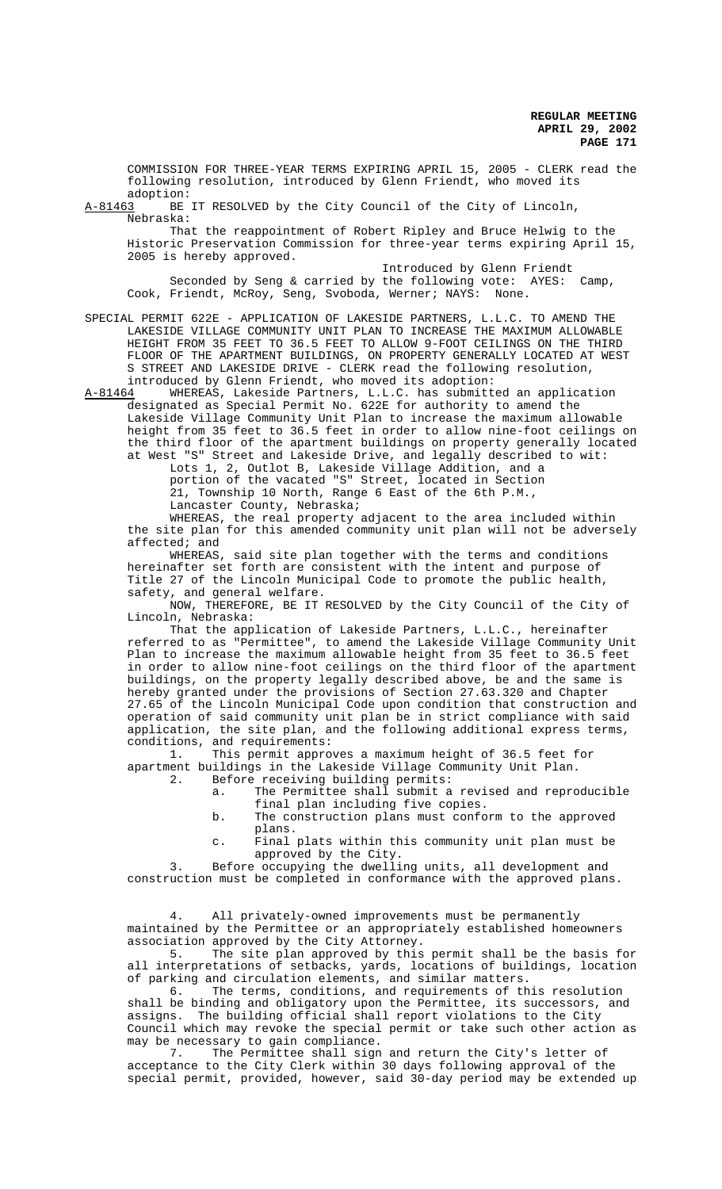COMMISSION FOR THREE-YEAR TERMS EXPIRING APRIL 15, 2005 - CLERK read the following resolution, introduced by Glenn Friendt, who moved its adoption:

A-81463 BE IT RESOLVED by the City Council of the City of Lincoln, Nebraska:

That the reappointment of Robert Ripley and Bruce Helwig to the Historic Preservation Commission for three-year terms expiring April 15, 2005 is hereby approved.

Introduced by Glenn Friendt

Seconded by Seng & carried by the following vote: AYES: Camp, Cook, Friendt, McRoy, Seng, Svoboda, Werner; NAYS: None.

SPECIAL PERMIT 622E - APPLICATION OF LAKESIDE PARTNERS, L.L.C. TO AMEND THE LAKESIDE VILLAGE COMMUNITY UNIT PLAN TO INCREASE THE MAXIMUM ALLOWABLE HEIGHT FROM 35 FEET TO 36.5 FEET TO ALLOW 9-FOOT CEILINGS ON THE THIRD FLOOR OF THE APARTMENT BUILDINGS, ON PROPERTY GENERALLY LOCATED AT WEST S STREET AND LAKESIDE DRIVE - CLERK read the following resolution, introduced by Glenn Friendt, who moved its adoption:

A-81464 WHEREAS, Lakeside Partners, L.L.C. has submitted an application designated as Special Permit No. 622E for authority to amend the Lakeside Village Community Unit Plan to increase the maximum allowable height from 35 feet to 36.5 feet in order to allow nine-foot ceilings on the third floor of the apartment buildings on property generally located at West "S" Street and Lakeside Drive, and legally described to wit:

Lots 1, 2, Outlot B, Lakeside Village Addition, and a portion of the vacated "S" Street, located in Section 21, Township 10 North, Range 6 East of the 6th P.M., Lancaster County, Nebraska;

WHEREAS, the real property adjacent to the area included within the site plan for this amended community unit plan will not be adversely affected; and

WHEREAS, said site plan together with the terms and conditions hereinafter set forth are consistent with the intent and purpose of Title 27 of the Lincoln Municipal Code to promote the public health, safety, and general welfare.

NOW, THEREFORE, BE IT RESOLVED by the City Council of the City of Lincoln, Nebraska:

That the application of Lakeside Partners, L.L.C., hereinafter referred to as "Permittee", to amend the Lakeside Village Community Unit Plan to increase the maximum allowable height from 35 feet to 36.5 feet in order to allow nine-foot ceilings on the third floor of the apartment buildings, on the property legally described above, be and the same is hereby granted under the provisions of Section 27.63.320 and Chapter 27.65 of the Lincoln Municipal Code upon condition that construction and operation of said community unit plan be in strict compliance with said application, the site plan, and the following additional express terms, conditions, and requirements:

1. This permit approves a maximum height of 36.5 feet for apartment buildings in the Lakeside Village Community Unit Plan.

2. Before receiving building permits:
   a. The Permittee shall submit a revised and reproducible final plan including five copies.
   b. The construction plans must conform to the approved plans.
   c. Final plats within this community unit plan must be approved by the City.

3. Before occupying the dwelling units, all development and construction must be completed in conformance with the approved plans.

4. All privately-owned improvements must be permanently maintained by the Permittee or an appropriately established homeowners association approved by the City Attorney.

5. The site plan approved by this permit shall be the basis for all interpretations of setbacks, yards, locations of buildings, location of parking and circulation elements, and similar matters.

6. The terms, conditions, and requirements of this resolution shall be binding and obligatory upon the Permittee, its successors, and assigns. The building official shall report violations to the City Council which may revoke the special permit or take such other action as may be necessary to gain compliance.

7. The Permittee shall sign and return the City's letter of acceptance to the City Clerk within 30 days following approval of the special permit, provided, however, said 30-day period may be extended up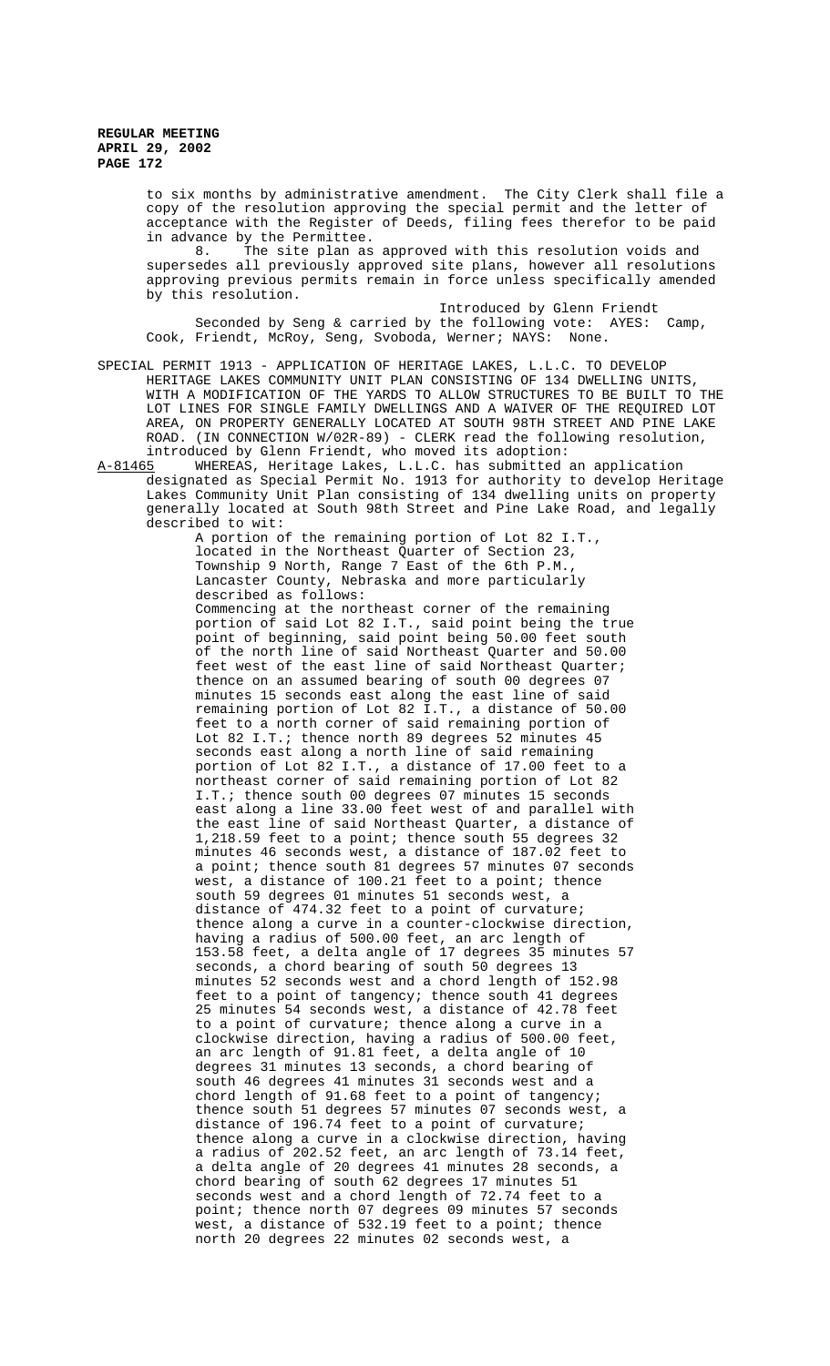to six months by administrative amendment. The City Clerk shall file a copy of the resolution approving the special permit and the letter of acceptance with the Register of Deeds, filing fees therefor to be paid in advance by the Permittee.

8. The site plan as approved with this resolution voids and supersedes all previously approved site plans, however all resolutions approving previous permits remain in force unless specifically amended by this resolution.

Introduced by Glenn Friendt

Seconded by Seng & carried by the following vote: AYES: Camp, Cook, Friendt, McRoy, Seng, Svoboda, Werner; NAYS: None.

SPECIAL PERMIT 1913 - APPLICATION OF HERITAGE LAKES, L.L.C. TO DEVELOP HERITAGE LAKES COMMUNITY UNIT PLAN CONSISTING OF 134 DWELLING UNITS, WITH A MODIFICATION OF THE YARDS TO ALLOW STRUCTURES TO BE BUILT TO THE LOT LINES FOR SINGLE FAMILY DWELLINGS AND A WAIVER OF THE REQUIRED LOT AREA, ON PROPERTY GENERALLY LOCATED AT SOUTH 98TH STREET AND PINE LAKE ROAD. (IN CONNECTION W/02R-89) - CLERK read the following resolution, introduced by Glenn Friendt, who moved its adoption:

A-81465 WHEREAS, Heritage Lakes, L.L.C. has submitted an application designated as Special Permit No. 1913 for authority to develop Heritage Lakes Community Unit Plan consisting of 134 dwelling units on property generally located at South 98th Street and Pine Lake Road, and legally described to wit:

A portion of the remaining portion of Lot 82 I.T., located in the Northeast Quarter of Section 23, Township 9 North, Range 7 East of the 6th P.M., Lancaster County, Nebraska and more particularly described as follows:

Commencing at the northeast corner of the remaining portion of said Lot 82 I.T., said point being the true point of beginning, said point being 50.00 feet south of the north line of said Northeast Quarter and 50.00 feet west of the east line of said Northeast Quarter; thence on an assumed bearing of south 00 degrees 07 minutes 15 seconds east along the east line of said remaining portion of Lot 82 I.T., a distance of 50.00 feet to a north corner of said remaining portion of Lot 82 I.T.; thence north 89 degrees 52 minutes 45 seconds east along a north line of said remaining portion of Lot 82 I.T., a distance of 17.00 feet to a northeast corner of said remaining portion of Lot 82 I.T.; thence south 00 degrees 07 minutes 15 seconds east along a line 33.00 feet west of and parallel with the east line of said Northeast Quarter, a distance of 1,218.59 feet to a point; thence south 55 degrees 32 minutes 46 seconds west, a distance of 187.02 feet to a point; thence south 81 degrees 57 minutes 07 seconds west, a distance of 100.21 feet to a point; thence south 59 degrees 01 minutes 51 seconds west, a distance of 474.32 feet to a point of curvature; thence along a curve in a counter-clockwise direction, having a radius of 500.00 feet, an arc length of 153.58 feet, a delta angle of 17 degrees 35 minutes 57 seconds, a chord bearing of south 50 degrees 13 minutes 52 seconds west and a chord length of 152.98 feet to a point of tangency; thence south 41 degrees 25 minutes 54 seconds west, a distance of 42.78 feet to a point of curvature; thence along a curve in a clockwise direction, having a radius of 500.00 feet, an arc length of 91.81 feet, a delta angle of 10 degrees 31 minutes 13 seconds, a chord bearing of south 46 degrees 41 minutes 31 seconds west and a chord length of 91.68 feet to a point of tangency; thence south 51 degrees 57 minutes 07 seconds west, a distance of 196.74 feet to a point of curvature; thence along a curve in a clockwise direction, having a radius of 202.52 feet, an arc length of 73.14 feet, a delta angle of 20 degrees 41 minutes 28 seconds, a chord bearing of south 62 degrees 17 minutes 51 seconds west and a chord length of 72.74 feet to a point; thence north 07 degrees 09 minutes 57 seconds west, a distance of 532.19 feet to a point; thence north 20 degrees 22 minutes 02 seconds west, a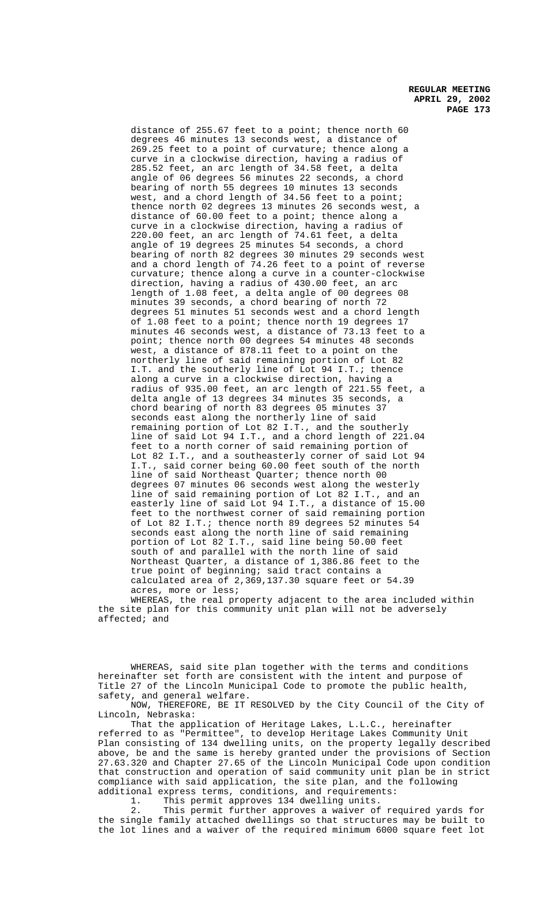distance of 255.67 feet to a point; thence north 60 degrees 46 minutes 13 seconds west, a distance of 269.25 feet to a point of curvature; thence along a curve in a clockwise direction, having a radius of 285.52 feet, an arc length of 34.58 feet, a delta angle of 06 degrees 56 minutes 22 seconds, a chord bearing of north 55 degrees 10 minutes 13 seconds west, and a chord length of 34.56 feet to a point; thence north 02 degrees 13 minutes 26 seconds west, a distance of 60.00 feet to a point; thence along a curve in a clockwise direction, having a radius of 220.00 feet, an arc length of 74.61 feet, a delta angle of 19 degrees 25 minutes 54 seconds, a chord bearing of north 82 degrees 30 minutes 29 seconds west and a chord length of 74.26 feet to a point of reverse curvature; thence along a curve in a counter-clockwise direction, having a radius of 430.00 feet, an arc length of 1.08 feet, a delta angle of 00 degrees 08 minutes 39 seconds, a chord bearing of north 72 degrees 51 minutes 51 seconds west and a chord length of 1.08 feet to a point; thence north 19 degrees 17 minutes 46 seconds west, a distance of 73.13 feet to a point; thence north 00 degrees 54 minutes 48 seconds west, a distance of 878.11 feet to a point on the northerly line of said remaining portion of Lot 82 I.T. and the southerly line of Lot 94 I.T.; thence along a curve in a clockwise direction, having a radius of 935.00 feet, an arc length of 221.55 feet, a delta angle of 13 degrees 34 minutes 35 seconds, a chord bearing of north 83 degrees 05 minutes 37 seconds east along the northerly line of said remaining portion of Lot 82 I.T., and the southerly line of said Lot 94 I.T., and a chord length of 221.04 feet to a north corner of said remaining portion of Lot 82 I.T., and a southeasterly corner of said Lot 94 I.T., said corner being 60.00 feet south of the north line of said Northeast Quarter; thence north 00 degrees 07 minutes 06 seconds west along the westerly line of said remaining portion of Lot 82 I.T., and an easterly line of said Lot 94 I.T., a distance of 15.00 feet to the northwest corner of said remaining portion of Lot 82 I.T.; thence north 89 degrees 52 minutes 54 seconds east along the north line of said remaining portion of Lot 82 I.T., said line being 50.00 feet south of and parallel with the north line of said Northeast Quarter, a distance of 1,386.86 feet to the true point of beginning; said tract contains a calculated area of 2,369,137.30 square feet or 54.39 acres, more or less;

WHEREAS, the real property adjacent to the area included within the site plan for this community unit plan will not be adversely affected; and

WHEREAS, said site plan together with the terms and conditions hereinafter set forth are consistent with the intent and purpose of Title 27 of the Lincoln Municipal Code to promote the public health, safety, and general welfare.

NOW, THEREFORE, BE IT RESOLVED by the City Council of the City of Lincoln, Nebraska:

That the application of Heritage Lakes, L.L.C., hereinafter referred to as "Permittee", to develop Heritage Lakes Community Unit Plan consisting of 134 dwelling units, on the property legally described above, be and the same is hereby granted under the provisions of Section 27.63.320 and Chapter 27.65 of the Lincoln Municipal Code upon condition that construction and operation of said community unit plan be in strict compliance with said application, the site plan, and the following additional express terms, conditions, and requirements:

1. This permit approves 134 dwelling units.
2. This permit further approves a waiver of required yards for the single family attached dwellings so that structures may be built to the lot lines and a waiver of the required minimum 6000 square feet lot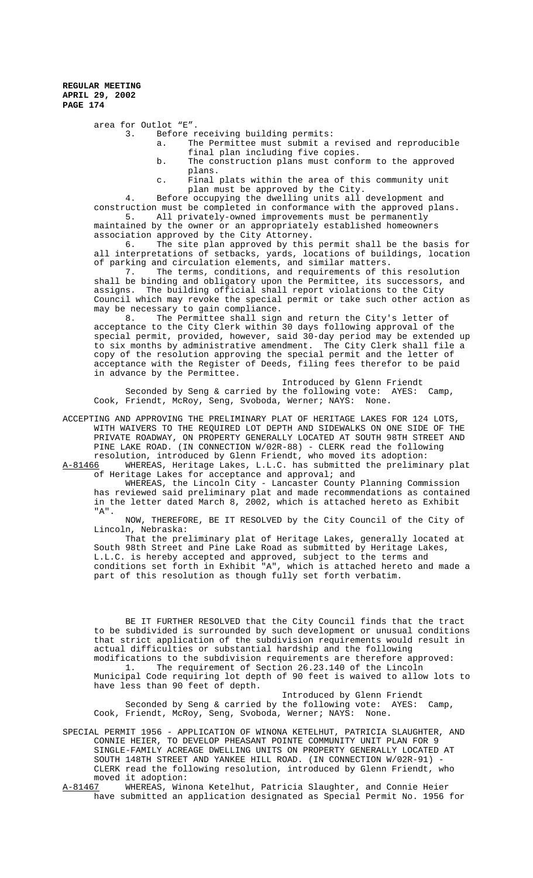area for Outlot "E".

3. Before receiving building permits:
   a. The Permittee must submit a revised and reproducible final plan including five copies.
   b. The construction plans must conform to the approved plans.
   c. Final plats within the area of this community unit plan must be approved by the City.

4. Before occupying the dwelling units all development and construction must be completed in conformance with the approved plans.

5. All privately-owned improvements must be permanently maintained by the owner or an appropriately established homeowners association approved by the City Attorney.

6. The site plan approved by this permit shall be the basis for all interpretations of setbacks, yards, locations of buildings, location of parking and circulation elements, and similar matters.

7. The terms, conditions, and requirements of this resolution shall be binding and obligatory upon the Permittee, its successors, and assigns. The building official shall report violations to the City Council which may revoke the special permit or take such other action as may be necessary to gain compliance.

8. The Permittee shall sign and return the City's letter of acceptance to the City Clerk within 30 days following approval of the special permit, provided, however, said 30-day period may be extended up to six months by administrative amendment. The City Clerk shall file a copy of the resolution approving the special permit and the letter of acceptance with the Register of Deeds, filing fees therefor to be paid in advance by the Permittee.

Introduced by Glenn Friendt

Seconded by Seng & carried by the following vote: AYES: Camp, Cook, Friendt, McRoy, Seng, Svoboda, Werner; NAYS: None.

ACCEPTING AND APPROVING THE PRELIMINARY PLAT OF HERITAGE LAKES FOR 124 LOTS, WITH WAIVERS TO THE REQUIRED LOT DEPTH AND SIDEWALKS ON ONE SIDE OF THE PRIVATE ROADWAY, ON PROPERTY GENERALLY LOCATED AT SOUTH 98TH STREET AND PINE LAKE ROAD. (IN CONNECTION W/02R-88) - CLERK read the following resolution, introduced by Glenn Friendt, who moved its adoption:

A-81466 WHEREAS, Heritage Lakes, L.L.C. has submitted the preliminary plat of Heritage Lakes for acceptance and approval; and

WHEREAS, the Lincoln City - Lancaster County Planning Commission has reviewed said preliminary plat and made recommendations as contained in the letter dated March 8, 2002, which is attached hereto as Exhibit "A".

NOW, THEREFORE, BE IT RESOLVED by the City Council of the City of Lincoln, Nebraska:

That the preliminary plat of Heritage Lakes, generally located at South 98th Street and Pine Lake Road as submitted by Heritage Lakes, L.L.C. is hereby accepted and approved, subject to the terms and conditions set forth in Exhibit "A", which is attached hereto and made a part of this resolution as though fully set forth verbatim.

BE IT FURTHER RESOLVED that the City Council finds that the tract to be subdivided is surrounded by such development or unusual conditions that strict application of the subdivision requirements would result in actual difficulties or substantial hardship and the following modifications to the subdivision requirements are therefore approved:

1. The requirement of Section 26.23.140 of the Lincoln Municipal Code requiring lot depth of 90 feet is waived to allow lots to have less than 90 feet of depth.

Introduced by Glenn Friendt

Seconded by Seng & carried by the following vote: AYES: Camp, Cook, Friendt, McRoy, Seng, Svoboda, Werner; NAYS: None.

SPECIAL PERMIT 1956 - APPLICATION OF WINONA KETELHUT, PATRICIA SLAUGHTER, AND CONNIE HEIER, TO DEVELOP PHEASANT POINTE COMMUNITY UNIT PLAN FOR 9 SINGLE-FAMILY ACREAGE DWELLING UNITS ON PROPERTY GENERALLY LOCATED AT SOUTH 148TH STREET AND YANKEE HILL ROAD. (IN CONNECTION W/02R-91) - CLERK read the following resolution, introduced by Glenn Friendt, who moved it adoption:

A-81467 WHEREAS, Winona Ketelhut, Patricia Slaughter, and Connie Heier have submitted an application designated as Special Permit No. 1956 for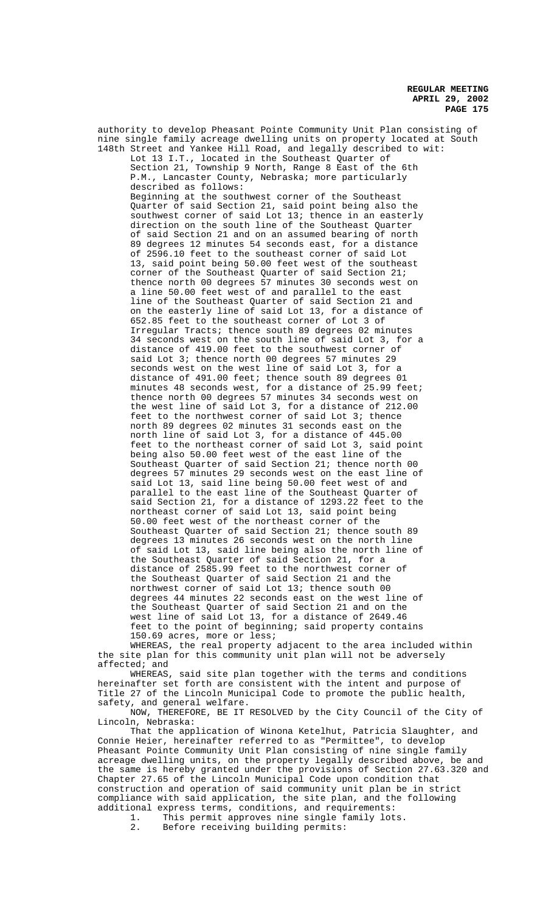authority to develop Pheasant Pointe Community Unit Plan consisting of nine single family acreage dwelling units on property located at South 148th Street and Yankee Hill Road, and legally described to wit:

Lot 13 I.T., located in the Southeast Quarter of Section 21, Township 9 North, Range 8 East of the 6th P.M., Lancaster County, Nebraska; more particularly described as follows:

Beginning at the southwest corner of the Southeast Quarter of said Section 21, said point being also the southwest corner of said Lot 13; thence in an easterly direction on the south line of the Southeast Quarter of said Section 21 and on an assumed bearing of north 89 degrees 12 minutes 54 seconds east, for a distance of 2596.10 feet to the southeast corner of said Lot 13, said point being 50.00 feet west of the southeast corner of the Southeast Quarter of said Section 21; thence north 00 degrees 57 minutes 30 seconds west on a line 50.00 feet west of and parallel to the east line of the Southeast Quarter of said Section 21 and on the easterly line of said Lot 13, for a distance of 652.85 feet to the southeast corner of Lot 3 of Irregular Tracts; thence south 89 degrees 02 minutes 34 seconds west on the south line of said Lot 3, for a distance of 419.00 feet to the southwest corner of said Lot 3; thence north 00 degrees 57 minutes 29 seconds west on the west line of said Lot 3, for a distance of 491.00 feet; thence south 89 degrees 01 minutes 48 seconds west, for a distance of 25.99 feet; thence north 00 degrees 57 minutes 34 seconds west on the west line of said Lot 3, for a distance of 212.00 feet to the northwest corner of said Lot 3; thence north 89 degrees 02 minutes 31 seconds east on the north line of said Lot 3, for a distance of 445.00 feet to the northeast corner of said Lot 3, said point being also 50.00 feet west of the east line of the Southeast Quarter of said Section 21; thence north 00 degrees 57 minutes 29 seconds west on the east line of said Lot 13, said line being 50.00 feet west of and parallel to the east line of the Southeast Quarter of said Section 21, for a distance of 1293.22 feet to the northeast corner of said Lot 13, said point being 50.00 feet west of the northeast corner of the Southeast Quarter of said Section 21; thence south 89 degrees 13 minutes 26 seconds west on the north line of said Lot 13, said line being also the north line of the Southeast Quarter of said Section 21, for a distance of 2585.99 feet to the northwest corner of the Southeast Quarter of said Section 21 and the northwest corner of said Lot 13; thence south 00 degrees 44 minutes 22 seconds east on the west line of the Southeast Quarter of said Section 21 and on the west line of said Lot 13, for a distance of 2649.46 feet to the point of beginning; said property contains 150.69 acres, more or less;

WHEREAS, the real property adjacent to the area included within the site plan for this community unit plan will not be adversely affected; and

WHEREAS, said site plan together with the terms and conditions hereinafter set forth are consistent with the intent and purpose of Title 27 of the Lincoln Municipal Code to promote the public health, safety, and general welfare.

NOW, THEREFORE, BE IT RESOLVED by the City Council of the City of Lincoln, Nebraska:

That the application of Winona Ketelhut, Patricia Slaughter, and Connie Heier, hereinafter referred to as "Permittee", to develop Pheasant Pointe Community Unit Plan consisting of nine single family acreage dwelling units, on the property legally described above, be and the same is hereby granted under the provisions of Section 27.63.320 and Chapter 27.65 of the Lincoln Municipal Code upon condition that construction and operation of said community unit plan be in strict compliance with said application, the site plan, and the following additional express terms, conditions, and requirements:

1. This permit approves nine single family lots.
2. Before receiving building permits: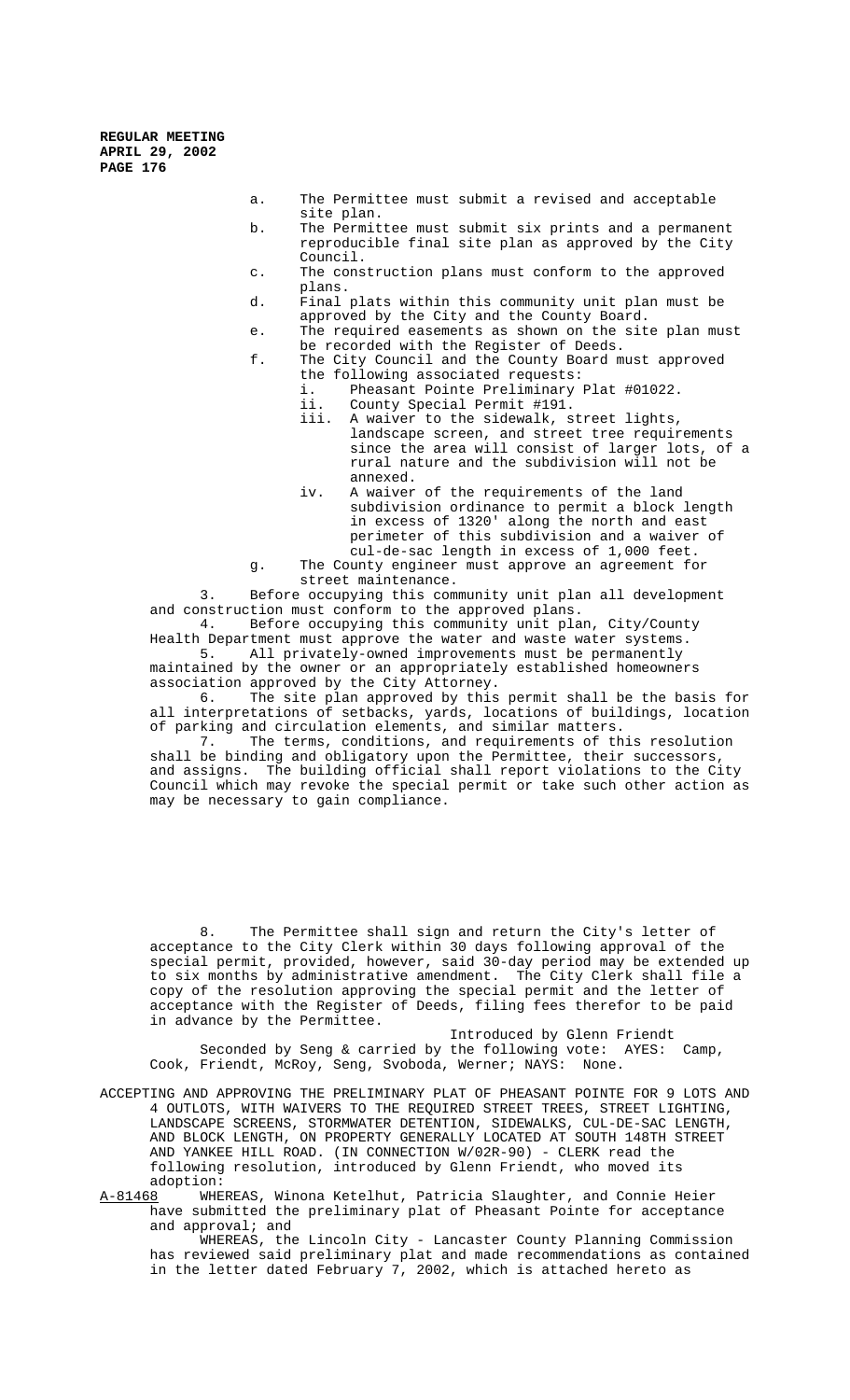a. The Permittee must submit a revised and acceptable site plan.

b. The Permittee must submit six prints and a permanent reproducible final site plan as approved by the City Council.

c. The construction plans must conform to the approved plans.

d. Final plats within this community unit plan must be approved by the City and the County Board.

e. The required easements as shown on the site plan must be recorded with the Register of Deeds.

f. The City Council and the County Board must approved the following associated requests:

   i. Pheasant Pointe Preliminary Plat #01022.

   ii. County Special Permit #191.

   iii. A waiver to the sidewalk, street lights, landscape screen, and street tree requirements since the area will consist of larger lots, of a rural nature and the subdivision will not be annexed.

   iv. A waiver of the requirements of the land subdivision ordinance to permit a block length in excess of 1320' along the north and east perimeter of this subdivision and a waiver of cul-de-sac length in excess of 1,000 feet.

g. The County engineer must approve an agreement for street maintenance.

3. Before occupying this community unit plan all development and construction must conform to the approved plans.

4. Before occupying this community unit plan, City/County Health Department must approve the water and waste water systems.

5. All privately-owned improvements must be permanently maintained by the owner or an appropriately established homeowners association approved by the City Attorney.

6. The site plan approved by this permit shall be the basis for all interpretations of setbacks, yards, locations of buildings, location of parking and circulation elements, and similar matters.

7. The terms, conditions, and requirements of this resolution shall be binding and obligatory upon the Permittee, their successors, and assigns. The building official shall report violations to the City Council which may revoke the special permit or take such other action as may be necessary to gain compliance.

8. The Permittee shall sign and return the City's letter of acceptance to the City Clerk within 30 days following approval of the special permit, provided, however, said 30-day period may be extended up to six months by administrative amendment. The City Clerk shall file a copy of the resolution approving the special permit and the letter of acceptance with the Register of Deeds, filing fees therefor to be paid in advance by the Permittee.

Introduced by Glenn Friendt

Seconded by Seng & carried by the following vote: AYES: Camp, Cook, Friendt, McRoy, Seng, Svoboda, Werner; NAYS: None.

ACCEPTING AND APPROVING THE PRELIMINARY PLAT OF PHEASANT POINTE FOR 9 LOTS AND 4 OUTLOTS, WITH WAIVERS TO THE REQUIRED STREET TREES, STREET LIGHTING, LANDSCAPE SCREENS, STORMWATER DETENTION, SIDEWALKS, CUL-DE-SAC LENGTH, AND BLOCK LENGTH, ON PROPERTY GENERALLY LOCATED AT SOUTH 148TH STREET AND YANKEE HILL ROAD. (IN CONNECTION W/02R-90) - CLERK read the following resolution, introduced by Glenn Friendt, who moved its adoption:

A-81468 WHEREAS, Winona Ketelhut, Patricia Slaughter, and Connie Heier have submitted the preliminary plat of Pheasant Pointe for acceptance and approval; and

WHEREAS, the Lincoln City - Lancaster County Planning Commission has reviewed said preliminary plat and made recommendations as contained in the letter dated February 7, 2002, which is attached hereto as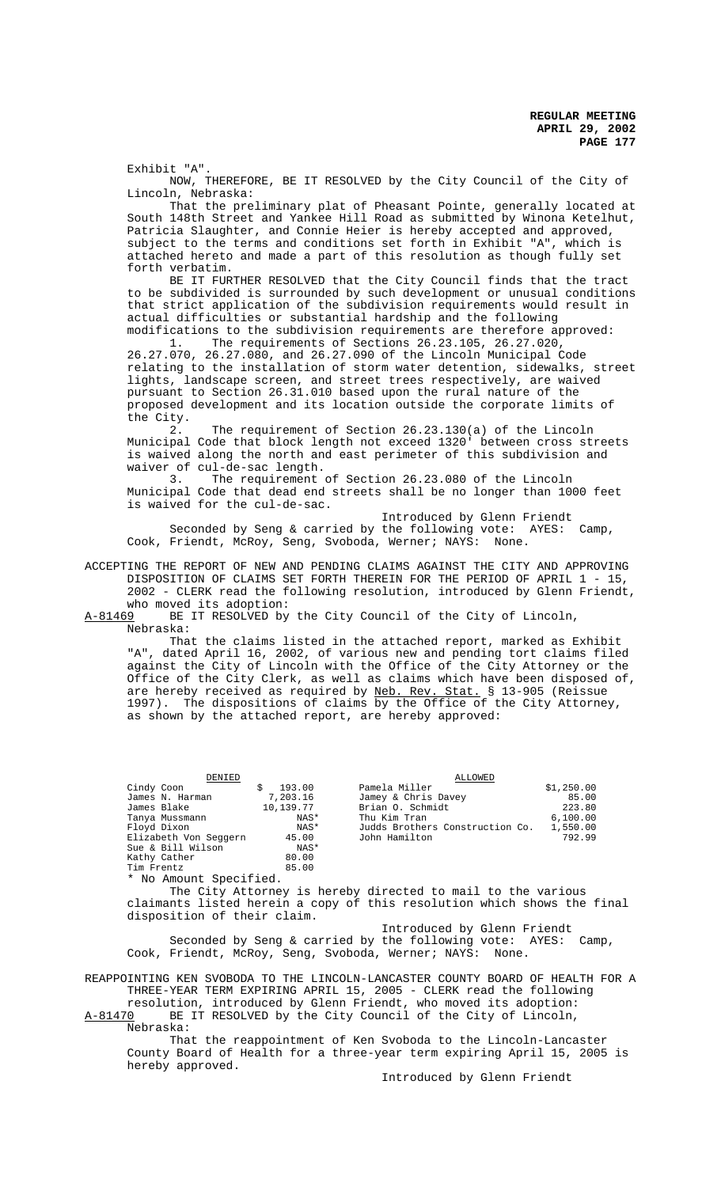Exhibit "A".

NOW, THEREFORE, BE IT RESOLVED by the City Council of the City of Lincoln, Nebraska:

That the preliminary plat of Pheasant Pointe, generally located at South 148th Street and Yankee Hill Road as submitted by Winona Ketelhut, Patricia Slaughter, and Connie Heier is hereby accepted and approved, subject to the terms and conditions set forth in Exhibit "A", which is attached hereto and made a part of this resolution as though fully set forth verbatim.

BE IT FURTHER RESOLVED that the City Council finds that the tract to be subdivided is surrounded by such development or unusual conditions that strict application of the subdivision requirements would result in actual difficulties or substantial hardship and the following modifications to the subdivision requirements are therefore approved:

1. The requirements of Sections 26.23.105, 26.27.020, 26.27.070, 26.27.080, and 26.27.090 of the Lincoln Municipal Code relating to the installation of storm water detention, sidewalks, street lights, landscape screen, and street trees respectively, are waived pursuant to Section 26.31.010 based upon the rural nature of the proposed development and its location outside the corporate limits of the City.

2. The requirement of Section 26.23.130(a) of the Lincoln Municipal Code that block length not exceed 1320' between cross streets is waived along the north and east perimeter of this subdivision and waiver of cul-de-sac length.

3. The requirement of Section 26.23.080 of the Lincoln Municipal Code that dead end streets shall be no longer than 1000 feet is waived for the cul-de-sac.

Introduced by Glenn Friendt

Seconded by Seng & carried by the following vote: AYES: Camp, Cook, Friendt, McRoy, Seng, Svoboda, Werner; NAYS: None.

ACCEPTING THE REPORT OF NEW AND PENDING CLAIMS AGAINST THE CITY AND APPROVING DISPOSITION OF CLAIMS SET FORTH THEREIN FOR THE PERIOD OF APRIL 1 - 15, 2002 - CLERK read the following resolution, introduced by Glenn Friendt, who moved its adoption:

A-81469 BE IT RESOLVED by the City Council of the City of Lincoln, Nebraska:

That the claims listed in the attached report, marked as Exhibit "A", dated April 16, 2002, of various new and pending tort claims filed against the City of Lincoln with the Office of the City Attorney or the Office of the City Clerk, as well as claims which have been disposed of, are hereby received as required by Neb. Rev. Stat. § 13-905 (Reissue 1997). The dispositions of claims by the Office of the City Attorney, as shown by the attached report, are hereby approved:

| DENIED | | ALLOWED | |
|---|---|---|---|
| Cindy Coon | $ 193.00 | Pamela Miller | $1,250.00 |
| James N. Harman | 7,203.16 | Jamey & Chris Davey | 85.00 |
| James Blake | 10,139.77 | Brian O. Schmidt | 223.80 |
| Tanya Mussmann | NAS* | Thu Kim Tran | 6,100.00 |
| Floyd Dixon | NAS* | Judds Brothers Construction Co. | 1,550.00 |
| Elizabeth Von Seggern | 45.00 | John Hamilton | 792.99 |
| Sue & Bill Wilson | NAS* | | |
| Kathy Cather | 80.00 | | |
| Tim Frentz | 85.00 | | |

* No Amount Specified.

The City Attorney is hereby directed to mail to the various claimants listed herein a copy of this resolution which shows the final disposition of their claim.

Introduced by Glenn Friendt

Seconded by Seng & carried by the following vote: AYES: Camp, Cook, Friendt, McRoy, Seng, Svoboda, Werner; NAYS: None.

REAPPOINTING KEN SVOBODA TO THE LINCOLN-LANCASTER COUNTY BOARD OF HEALTH FOR A THREE-YEAR TERM EXPIRING APRIL 15, 2005 - CLERK read the following resolution, introduced by Glenn Friendt, who moved its adoption:

A-81470 BE IT RESOLVED by the City Council of the City of Lincoln, Nebraska:

That the reappointment of Ken Svoboda to the Lincoln-Lancaster County Board of Health for a three-year term expiring April 15, 2005 is hereby approved.

Introduced by Glenn Friendt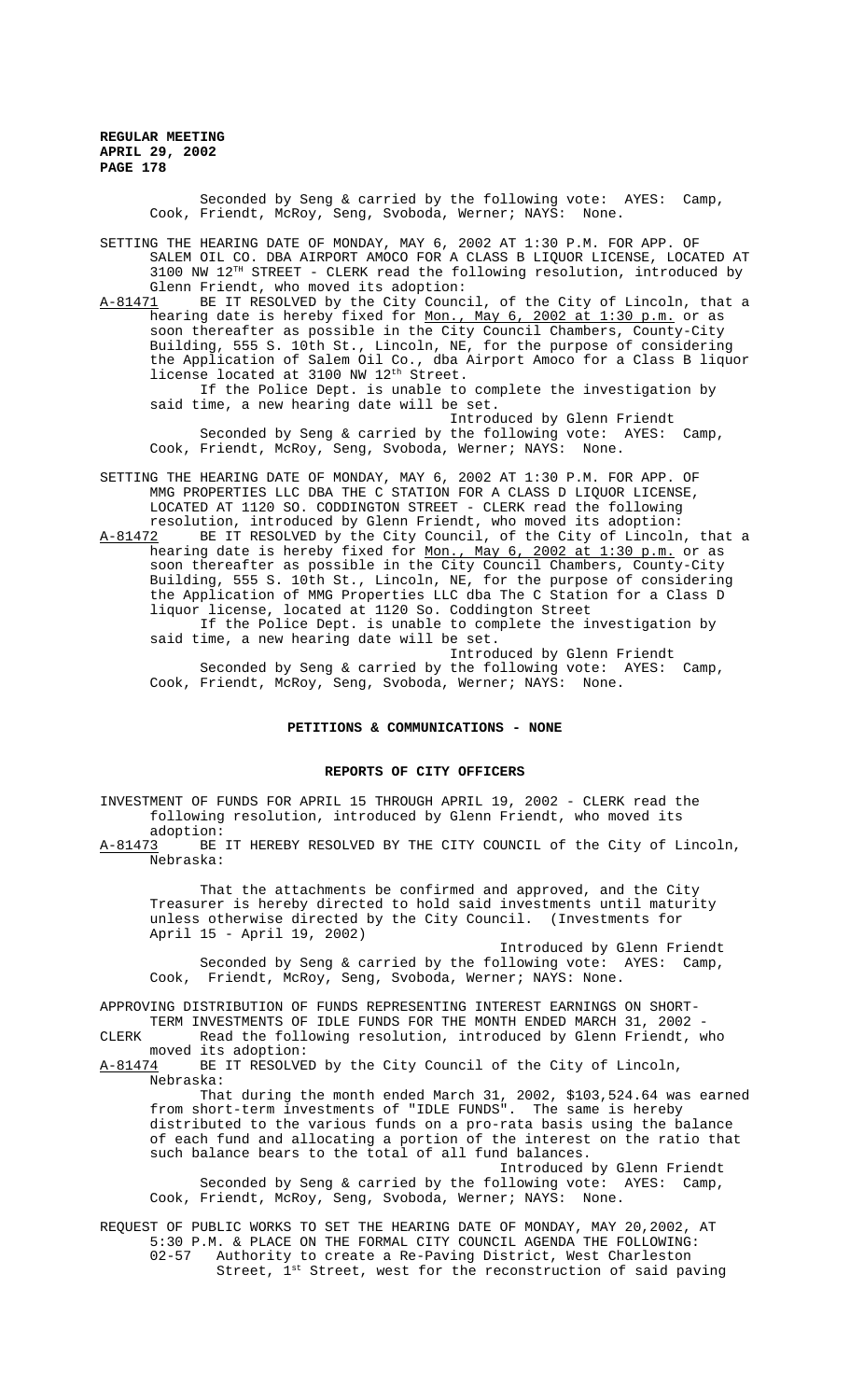Seconded by Seng & carried by the following vote: AYES: Camp, Cook, Friendt, McRoy, Seng, Svoboda, Werner; NAYS: None.

SETTING THE HEARING DATE OF MONDAY, MAY 6, 2002 AT 1:30 P.M. FOR APP. OF SALEM OIL CO. DBA AIRPORT AMOCO FOR A CLASS B LIQUOR LICENSE, LOCATED AT 3100 NW 12TH STREET - CLERK read the following resolution, introduced by Glenn Friendt, who moved its adoption:

A-81471 BE IT RESOLVED by the City Council, of the City of Lincoln, that a hearing date is hereby fixed for Mon., May 6, 2002 at 1:30 p.m. or as soon thereafter as possible in the City Council Chambers, County-City Building, 555 S. 10th St., Lincoln, NE, for the purpose of considering the Application of Salem Oil Co., dba Airport Amoco for a Class B liquor license located at 3100 NW 12th Street.

If the Police Dept. is unable to complete the investigation by said time, a new hearing date will be set.

Introduced by Glenn Friendt

Seconded by Seng & carried by the following vote: AYES: Camp, Cook, Friendt, McRoy, Seng, Svoboda, Werner; NAYS: None.

SETTING THE HEARING DATE OF MONDAY, MAY 6, 2002 AT 1:30 P.M. FOR APP. OF MMG PROPERTIES LLC DBA THE C STATION FOR A CLASS D LIQUOR LICENSE, LOCATED AT 1120 SO. CODDINGTON STREET - CLERK read the following resolution, introduced by Glenn Friendt, who moved its adoption:

A-81472 BE IT RESOLVED by the City Council, of the City of Lincoln, that a hearing date is hereby fixed for Mon., May 6, 2002 at 1:30 p.m. or as soon thereafter as possible in the City Council Chambers, County-City Building, 555 S. 10th St., Lincoln, NE, for the purpose of considering the Application of MMG Properties LLC dba The C Station for a Class D liquor license, located at 1120 So. Coddington Street

If the Police Dept. is unable to complete the investigation by said time, a new hearing date will be set.

Introduced by Glenn Friendt

Seconded by Seng & carried by the following vote: AYES: Camp, Cook, Friendt, McRoy, Seng, Svoboda, Werner; NAYS: None.

## PETITIONS & COMMUNICATIONS - NONE

## REPORTS OF CITY OFFICERS

INVESTMENT OF FUNDS FOR APRIL 15 THROUGH APRIL 19, 2002 - CLERK read the following resolution, introduced by Glenn Friendt, who moved its adoption:

A-81473 BE IT HEREBY RESOLVED BY THE CITY COUNCIL of the City of Lincoln, Nebraska:

That the attachments be confirmed and approved, and the City Treasurer is hereby directed to hold said investments until maturity unless otherwise directed by the City Council. (Investments for April 15 - April 19, 2002)

Introduced by Glenn Friendt

Seconded by Seng & carried by the following vote: AYES: Camp, Cook, Friendt, McRoy, Seng, Svoboda, Werner; NAYS: None.

APPROVING DISTRIBUTION OF FUNDS REPRESENTING INTEREST EARNINGS ON SHORT-TERM INVESTMENTS OF IDLE FUNDS FOR THE MONTH ENDED MARCH 31, 2002 - CLERK Read the following resolution, introduced by Glenn Friendt, who moved its adoption:

A-81474 BE IT RESOLVED by the City Council of the City of Lincoln, Nebraska:

That during the month ended March 31, 2002, $103,524.64 was earned from short-term investments of "IDLE FUNDS". The same is hereby distributed to the various funds on a pro-rata basis using the balance of each fund and allocating a portion of the interest on the ratio that such balance bears to the total of all fund balances.

Introduced by Glenn Friendt

Seconded by Seng & carried by the following vote: AYES: Camp, Cook, Friendt, McRoy, Seng, Svoboda, Werner; NAYS: None.

REQUEST OF PUBLIC WORKS TO SET THE HEARING DATE OF MONDAY, MAY 20,2002, AT 5:30 P.M. & PLACE ON THE FORMAL CITY COUNCIL AGENDA THE FOLLOWING:

02-57 Authority to create a Re-Paving District, West Charleston Street, 1st Street, west for the reconstruction of said paving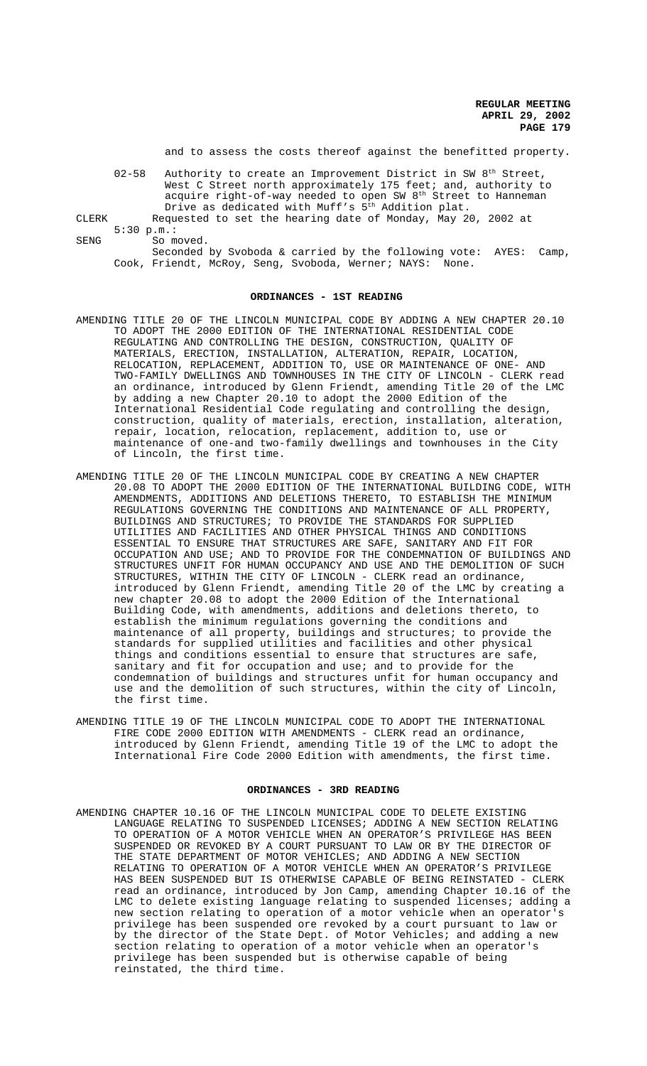and to assess the costs thereof against the benefitted property.

02-58 Authority to create an Improvement District in SW 8th Street, West C Street north approximately 175 feet; and, authority to acquire right-of-way needed to open SW 8th Street to Hanneman Drive as dedicated with Muff's 5th Addition plat.

CLERK Requested to set the hearing date of Monday, May 20, 2002 at 5:30 p.m.:

SENG So moved.

Seconded by Svoboda & carried by the following vote: AYES: Camp, Cook, Friendt, McRoy, Seng, Svoboda, Werner; NAYS: None.

## ORDINANCES - 1ST READING

AMENDING TITLE 20 OF THE LINCOLN MUNICIPAL CODE BY ADDING A NEW CHAPTER 20.10 TO ADOPT THE 2000 EDITION OF THE INTERNATIONAL RESIDENTIAL CODE REGULATING AND CONTROLLING THE DESIGN, CONSTRUCTION, QUALITY OF MATERIALS, ERECTION, INSTALLATION, ALTERATION, REPAIR, LOCATION, RELOCATION, REPLACEMENT, ADDITION TO, USE OR MAINTENANCE OF ONE- AND TWO-FAMILY DWELLINGS AND TOWNHOUSES IN THE CITY OF LINCOLN - CLERK read an ordinance, introduced by Glenn Friendt, amending Title 20 of the LMC by adding a new Chapter 20.10 to adopt the 2000 Edition of the International Residential Code regulating and controlling the design, construction, quality of materials, erection, installation, alteration, repair, location, relocation, replacement, addition to, use or maintenance of one-and two-family dwellings and townhouses in the City of Lincoln, the first time.

AMENDING TITLE 20 OF THE LINCOLN MUNICIPAL CODE BY CREATING A NEW CHAPTER 20.08 TO ADOPT THE 2000 EDITION OF THE INTERNATIONAL BUILDING CODE, WITH AMENDMENTS, ADDITIONS AND DELETIONS THERETO, TO ESTABLISH THE MINIMUM REGULATIONS GOVERNING THE CONDITIONS AND MAINTENANCE OF ALL PROPERTY, BUILDINGS AND STRUCTURES; TO PROVIDE THE STANDARDS FOR SUPPLIED UTILITIES AND FACILITIES AND OTHER PHYSICAL THINGS AND CONDITIONS ESSENTIAL TO ENSURE THAT STRUCTURES ARE SAFE, SANITARY AND FIT FOR OCCUPATION AND USE; AND TO PROVIDE FOR THE CONDEMNATION OF BUILDINGS AND STRUCTURES UNFIT FOR HUMAN OCCUPANCY AND USE AND THE DEMOLITION OF SUCH STRUCTURES, WITHIN THE CITY OF LINCOLN - CLERK read an ordinance, introduced by Glenn Friendt, amending Title 20 of the LMC by creating a new chapter 20.08 to adopt the 2000 Edition of the International Building Code, with amendments, additions and deletions thereto, to establish the minimum regulations governing the conditions and maintenance of all property, buildings and structures; to provide the standards for supplied utilities and facilities and other physical things and conditions essential to ensure that structures are safe, sanitary and fit for occupation and use; and to provide for the condemnation of buildings and structures unfit for human occupancy and use and the demolition of such structures, within the city of Lincoln, the first time.

AMENDING TITLE 19 OF THE LINCOLN MUNICIPAL CODE TO ADOPT THE INTERNATIONAL FIRE CODE 2000 EDITION WITH AMENDMENTS - CLERK read an ordinance, introduced by Glenn Friendt, amending Title 19 of the LMC to adopt the International Fire Code 2000 Edition with amendments, the first time.

## ORDINANCES - 3RD READING

AMENDING CHAPTER 10.16 OF THE LINCOLN MUNICIPAL CODE TO DELETE EXISTING LANGUAGE RELATING TO SUSPENDED LICENSES; ADDING A NEW SECTION RELATING TO OPERATION OF A MOTOR VEHICLE WHEN AN OPERATOR'S PRIVILEGE HAS BEEN SUSPENDED OR REVOKED BY A COURT PURSUANT TO LAW OR BY THE DIRECTOR OF THE STATE DEPARTMENT OF MOTOR VEHICLES; AND ADDING A NEW SECTION RELATING TO OPERATION OF A MOTOR VEHICLE WHEN AN OPERATOR'S PRIVILEGE HAS BEEN SUSPENDED BUT IS OTHERWISE CAPABLE OF BEING REINSTATED - CLERK read an ordinance, introduced by Jon Camp, amending Chapter 10.16 of the LMC to delete existing language relating to suspended licenses; adding a new section relating to operation of a motor vehicle when an operator's privilege has been suspended ore revoked by a court pursuant to law or by the director of the State Dept. of Motor Vehicles; and adding a new section relating to operation of a motor vehicle when an operator's privilege has been suspended but is otherwise capable of being reinstated, the third time.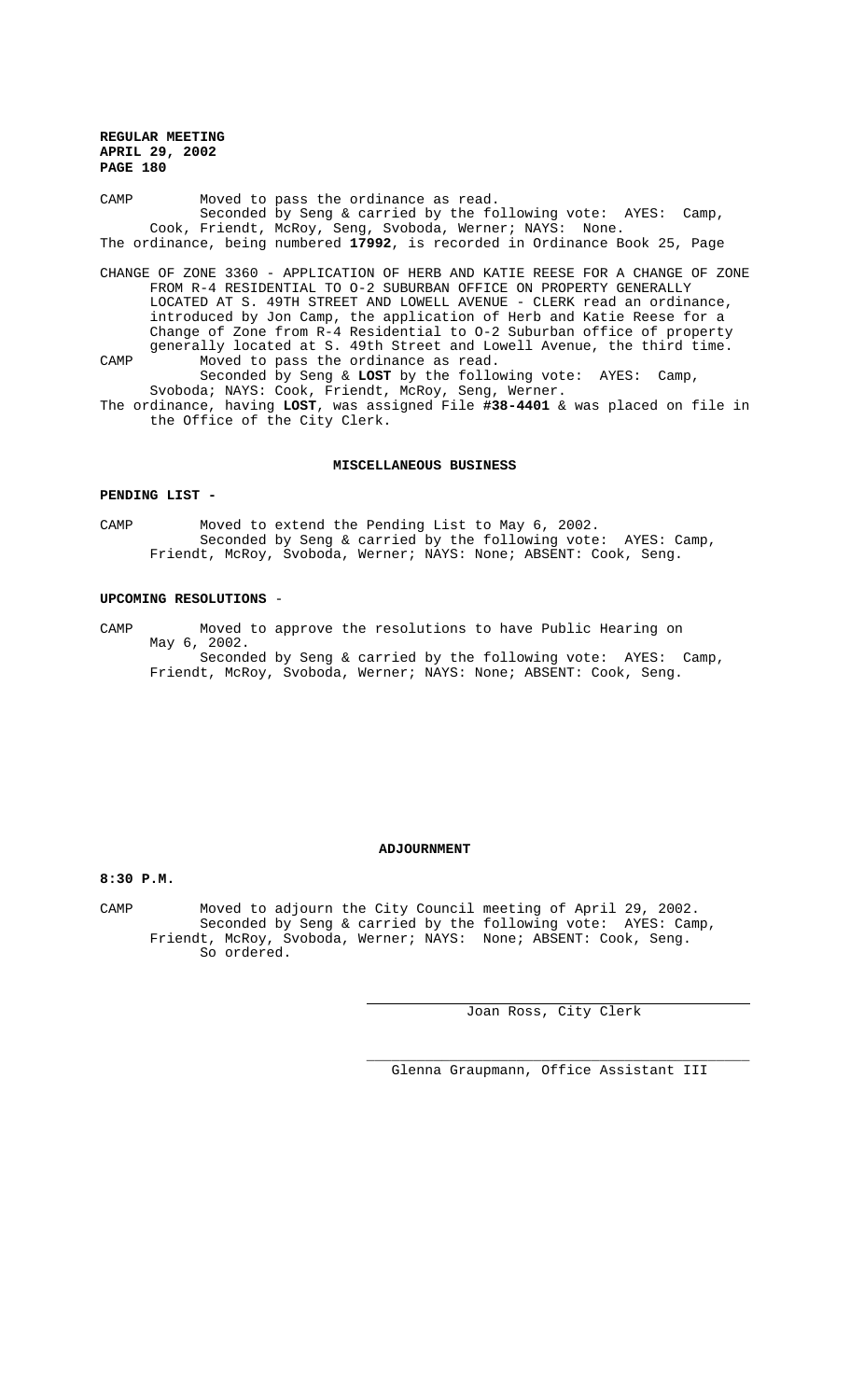CAMP Moved to pass the ordinance as read.

Seconded by Seng & carried by the following vote: AYES: Camp, Cook, Friendt, McRoy, Seng, Svoboda, Werner; NAYS: None.

The ordinance, being numbered **17992**, is recorded in Ordinance Book 25, Page

CHANGE OF ZONE 3360 - APPLICATION OF HERB AND KATIE REESE FOR A CHANGE OF ZONE FROM R-4 RESIDENTIAL TO O-2 SUBURBAN OFFICE ON PROPERTY GENERALLY LOCATED AT S. 49TH STREET AND LOWELL AVENUE - CLERK read an ordinance, introduced by Jon Camp, the application of Herb and Katie Reese for a Change of Zone from R-4 Residential to O-2 Suburban office of property generally located at S. 49th Street and Lowell Avenue, the third time.

CAMP Moved to pass the ordinance as read.

Seconded by Seng & **LOST** by the following vote: AYES: Camp, Svoboda; NAYS: Cook, Friendt, McRoy, Seng, Werner.

The ordinance, having **LOST**, was assigned File **#38-4401** & was placed on file in the Office of the City Clerk.

## MISCELLANEOUS BUSINESS

**PENDING LIST -**

CAMP Moved to extend the Pending List to May 6, 2002.

Seconded by Seng & carried by the following vote: AYES: Camp, Friendt, McRoy, Svoboda, Werner; NAYS: None; ABSENT: Cook, Seng.

**UPCOMING RESOLUTIONS** -

CAMP Moved to approve the resolutions to have Public Hearing on May 6, 2002.

Seconded by Seng & carried by the following vote: AYES: Camp, Friendt, McRoy, Svoboda, Werner; NAYS: None; ABSENT: Cook, Seng.

## ADJOURNMENT

**8:30 P.M.**

CAMP Moved to adjourn the City Council meeting of April 29, 2002.

Seconded by Seng & carried by the following vote: AYES: Camp, Friendt, McRoy, Svoboda, Werner; NAYS: None; ABSENT: Cook, Seng.

So ordered.

Joan Ross, City Clerk

Glenna Graupmann, Office Assistant III